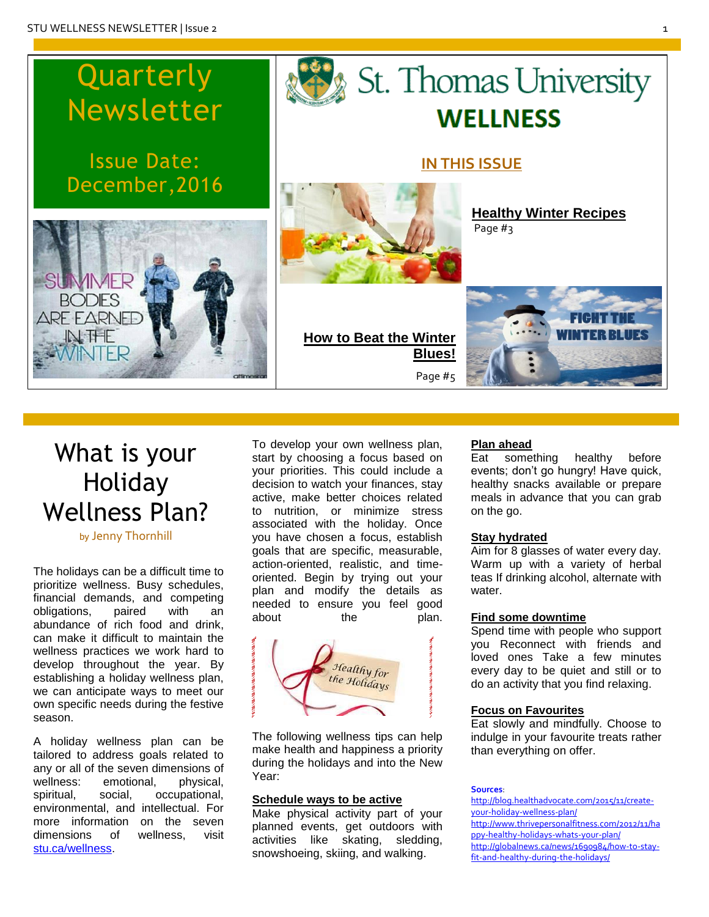# Quarterly Newsletter

Issue Date: December,2016

St. Thomas University

**WELLNESS**

## IN THIS ISSUE

**Healthy Winter Recipes**
Page #3

**How to Beat the Winter Blues!**
Page #5

# What is your Holiday Wellness Plan?

by Jenny Thornhill

The holidays can be a difficult time to prioritize wellness. Busy schedules, financial demands, and competing obligations, paired with an abundance of rich food and drink, can make it difficult to maintain the wellness practices we work hard to develop throughout the year. By establishing a holiday wellness plan, we can anticipate ways to meet our own specific needs during the festive season.

A holiday wellness plan can be tailored to address goals related to any or all of the seven dimensions of wellness: emotional, physical, spiritual, social, occupational, environmental, and intellectual. For more information on the seven dimensions of wellness, visit stu.ca/wellness.

To develop your own wellness plan, start by choosing a focus based on your priorities. This could include a decision to watch your finances, stay active, make better choices related to nutrition, or minimize stress associated with the holiday. Once you have chosen a focus, establish goals that are specific, measurable, action-oriented, realistic, and time-oriented. Begin by trying out your plan and modify the details as needed to ensure you feel good about the plan.

The following wellness tips can help make health and happiness a priority during the holidays and into the New Year:

**Schedule ways to be active**
Make physical activity part of your planned events, get outdoors with activities like skating, sledding, snowshoeing, skiing, and walking.

**Plan ahead**
Eat something healthy before events; don't go hungry! Have quick, healthy snacks available or prepare meals in advance that you can grab on the go.

**Stay hydrated**
Aim for 8 glasses of water every day. Warm up with a variety of herbal teas If drinking alcohol, alternate with water.

**Find some downtime**
Spend time with people who support you Reconnect with friends and loved ones Take a few minutes every day to be quiet and still or to do an activity that you find relaxing.

**Focus on Favourites**
Eat slowly and mindfully. Choose to indulge in your favourite treats rather than everything on offer.

**Sources**:
http://blog.healthadvocate.com/2015/11/create-your-holiday-wellness-plan/
http://www.thrivepersonalfitness.com/2012/11/happy-healthy-holidays-whats-your-plan/
http://globalnews.ca/news/1690984/how-to-stay-fit-and-healthy-during-the-holidays/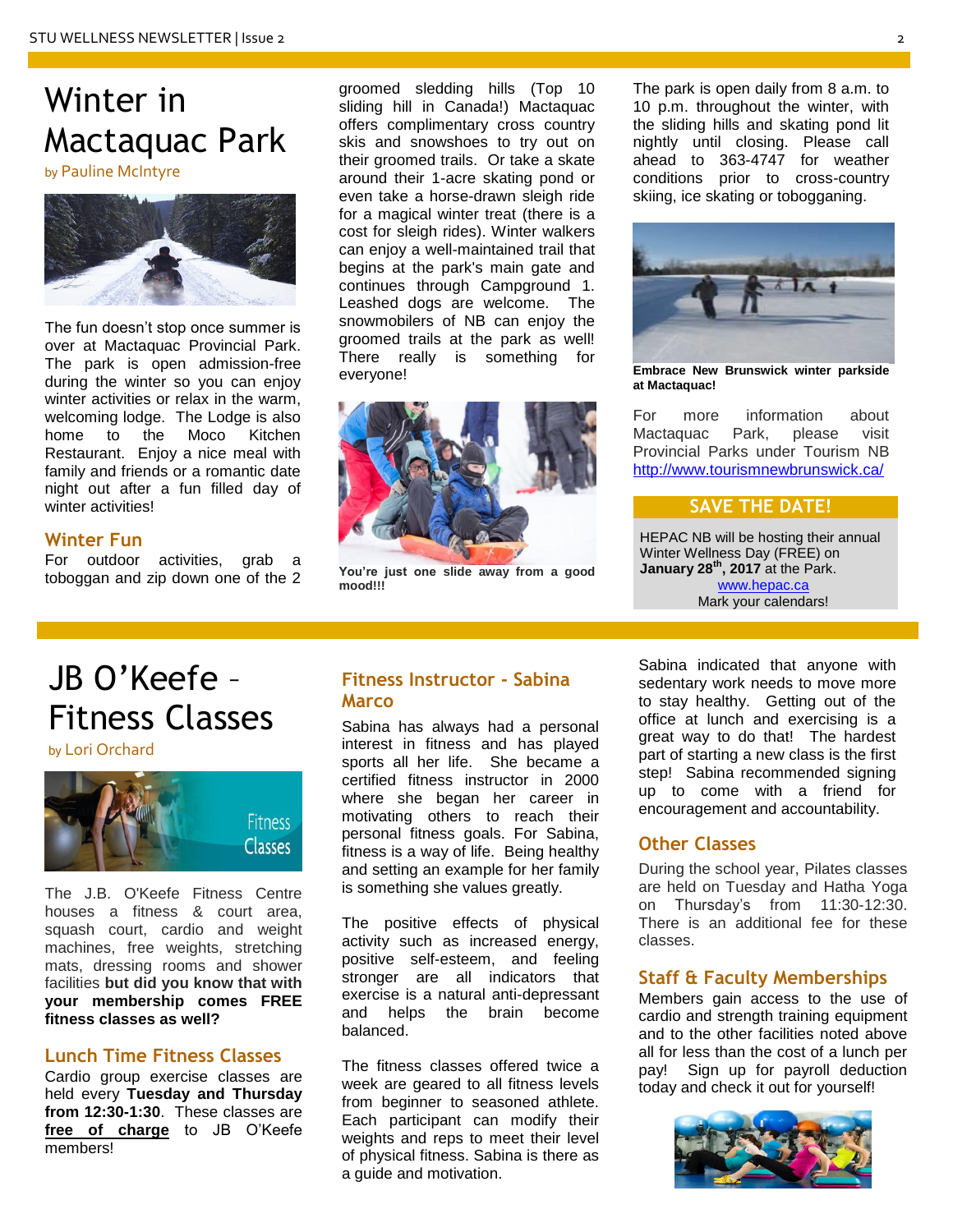# Winter in Mactaquac Park

by Pauline McIntyre

The fun doesn't stop once summer is over at Mactaquac Provincial Park. The park is open admission-free during the winter so you can enjoy winter activities or relax in the warm, welcoming lodge. The Lodge is also home to the Moco Kitchen Restaurant. Enjoy a nice meal with family and friends or a romantic date night out after a fun filled day of winter activities!

## Winter Fun

For outdoor activities, grab a toboggan and zip down one of the 2 groomed sledding hills (Top 10 sliding hill in Canada!) Mactaquac offers complimentary cross country skis and snowshoes to try out on their groomed trails. Or take a skate around their 1-acre skating pond or even take a horse-drawn sleigh ride for a magical winter treat (there is a cost for sleigh rides). Winter walkers can enjoy a well-maintained trail that begins at the park's main gate and continues through Campground 1. Leashed dogs are welcome. The snowmobilers of NB can enjoy the groomed trails at the park as well! There really is something for everyone!

**You're just one slide away from a good mood!!!**

The park is open daily from 8 a.m. to 10 p.m. throughout the winter, with the sliding hills and skating pond lit nightly until closing. Please call ahead to 363-4747 for weather conditions prior to cross-country skiing, ice skating or tobogganing.

**Embrace New Brunswick winter parkside at Mactaquac!**

For more information about Mactaquac Park, please visit Provincial Parks under Tourism NB http://www.tourismnewbrunswick.ca/

### SAVE THE DATE!

HEPAC NB will be hosting their annual Winter Wellness Day (FREE) on **January 28th, 2017** at the Park.
www.hepac.ca
Mark your calendars!

# JB O'Keefe – Fitness Classes

by Lori Orchard

The J.B. O'Keefe Fitness Centre houses a fitness & court area, squash court, cardio and weight machines, free weights, stretching mats, dressing rooms and shower facilities **but did you know that with your membership comes FREE fitness classes as well?**

## Lunch Time Fitness Classes

Cardio group exercise classes are held every **Tuesday and Thursday from 12:30-1:30**. These classes are **free of charge** to JB O'Keefe members!

## Fitness Instructor - Sabina Marco

Sabina has always had a personal interest in fitness and has played sports all her life. She became a certified fitness instructor in 2000 where she began her career in motivating others to reach their personal fitness goals. For Sabina, fitness is a way of life. Being healthy and setting an example for her family is something she values greatly.

The positive effects of physical activity such as increased energy, positive self-esteem, and feeling stronger are all indicators that exercise is a natural anti-depressant and helps the brain become balanced.

The fitness classes offered twice a week are geared to all fitness levels from beginner to seasoned athlete. Each participant can modify their weights and reps to meet their level of physical fitness. Sabina is there as a guide and motivation.

Sabina indicated that anyone with sedentary work needs to move more to stay healthy. Getting out of the office at lunch and exercising is a great way to do that! The hardest part of starting a new class is the first step! Sabina recommended signing up to come with a friend for encouragement and accountability.

## Other Classes

During the school year, Pilates classes are held on Tuesday and Hatha Yoga on Thursday's from 11:30-12:30. There is an additional fee for these classes.

## Staff & Faculty Memberships

Members gain access to the use of cardio and strength training equipment and to the other facilities noted above all for less than the cost of a lunch per pay! Sign up for payroll deduction today and check it out for yourself!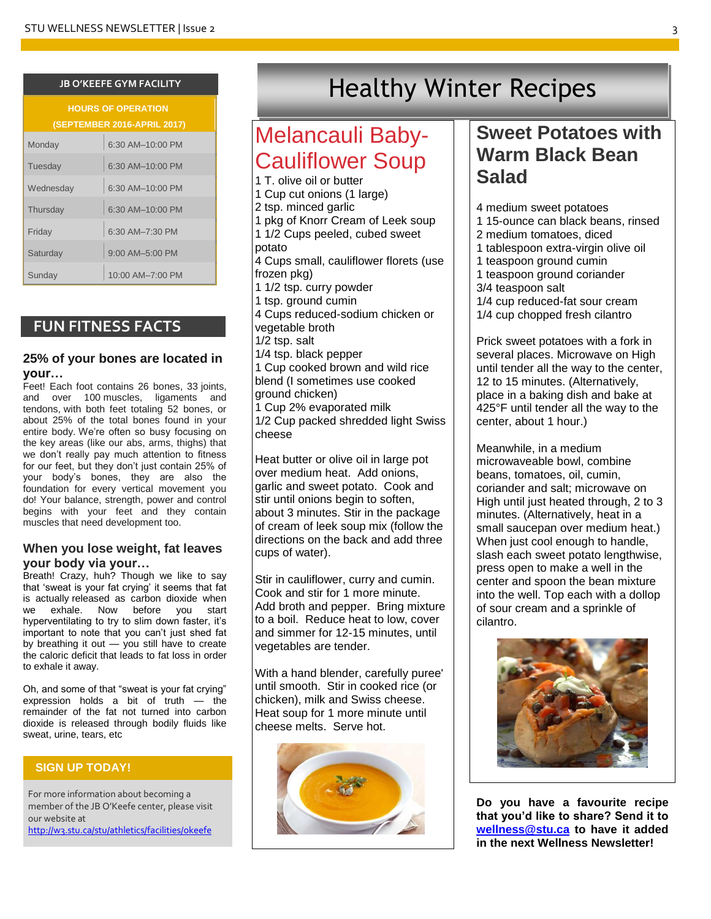## JB O'KEEFE GYM FACILITY

| HOURS OF OPERATION (SEPTEMBER 2016-APRIL 2017) | |
|---|---|
| Monday | 6:30 AM–10:00 PM |
| Tuesday | 6:30 AM–10:00 PM |
| Wednesday | 6:30 AM–10:00 PM |
| Thursday | 6:30 AM–10:00 PM |
| Friday | 6:30 AM–7:30 PM |
| Saturday | 9:00 AM–5:00 PM |
| Sunday | 10:00 AM–7:00 PM |

## FUN FITNESS FACTS

### 25% of your bones are located in your…

Feet! Each foot contains 26 bones, 33 joints, and over 100 muscles, ligaments and tendons, with both feet totaling 52 bones, or about 25% of the total bones found in your entire body. We're often so busy focusing on the key areas (like our abs, arms, thighs) that we don't really pay much attention to fitness for our feet, but they don't just contain 25% of your body's bones, they are also the foundation for every vertical movement you do! Your balance, strength, power and control begins with your feet and they contain muscles that need development too.

### When you lose weight, fat leaves your body via your…

Breath! Crazy, huh? Though we like to say that 'sweat is your fat crying' it seems that fat is actually released as carbon dioxide when we exhale. Now before you start hyperventilating to try to slim down faster, it's important to note that you can't just shed fat by breathing it out — you still have to create the caloric deficit that leads to fat loss in order to exhale it away.

Oh, and some of that "sweat is your fat crying" expression holds a bit of truth — the remainder of the fat not turned into carbon dioxide is released through bodily fluids like sweat, urine, tears, etc

## SIGN UP TODAY!

For more information about becoming a member of the JB O'Keefe center, please visit our website at http://w3.stu.ca/stu/athletics/facilities/okeefe

# Healthy Winter Recipes

## Melancauli Baby-Cauliflower Soup

1 T. olive oil or butter
1 Cup cut onions (1 large)
2 tsp. minced garlic
1 pkg of Knorr Cream of Leek soup
1 1/2 Cups peeled, cubed sweet potato
4 Cups small, cauliflower florets (use frozen pkg)
1 1/2 tsp. curry powder
1 tsp. ground cumin
4 Cups reduced-sodium chicken or vegetable broth
1/2 tsp. salt
1/4 tsp. black pepper
1 Cup cooked brown and wild rice blend (I sometimes use cooked ground chicken)
1 Cup 2% evaporated milk
1/2 Cup packed shredded light Swiss cheese

Heat butter or olive oil in large pot over medium heat. Add onions, garlic and sweet potato. Cook and stir until onions begin to soften, about 3 minutes. Stir in the package of cream of leek soup mix (follow the directions on the back and add three cups of water).

Stir in cauliflower, curry and cumin. Cook and stir for 1 more minute. Add broth and pepper. Bring mixture to a boil. Reduce heat to low, cover and simmer for 12-15 minutes, until vegetables are tender.

With a hand blender, carefully puree' until smooth. Stir in cooked rice (or chicken), milk and Swiss cheese. Heat soup for 1 more minute until cheese melts. Serve hot.

## Sweet Potatoes with Warm Black Bean Salad

4 medium sweet potatoes
1 15-ounce can black beans, rinsed
2 medium tomatoes, diced
1 tablespoon extra-virgin olive oil
1 teaspoon ground cumin
1 teaspoon ground coriander
3/4 teaspoon salt
1/4 cup reduced-fat sour cream
1/4 cup chopped fresh cilantro

Prick sweet potatoes with a fork in several places. Microwave on High until tender all the way to the center, 12 to 15 minutes. (Alternatively, place in a baking dish and bake at 425°F until tender all the way to the center, about 1 hour.)

Meanwhile, in a medium microwaveable bowl, combine beans, tomatoes, oil, cumin, coriander and salt; microwave on High until just heated through, 2 to 3 minutes. (Alternatively, heat in a small saucepan over medium heat.) When just cool enough to handle, slash each sweet potato lengthwise, press open to make a well in the center and spoon the bean mixture into the well. Top each with a dollop of sour cream and a sprinkle of cilantro.

**Do you have a favourite recipe that you'd like to share? Send it to wellness@stu.ca to have it added in the next Wellness Newsletter!**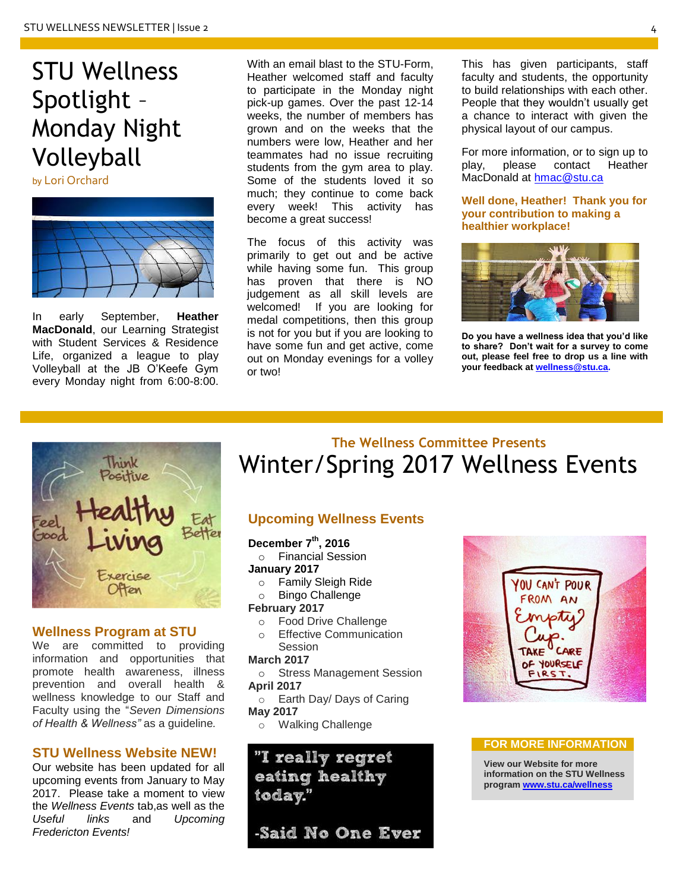# STU Wellness Spotlight – Monday Night Volleyball

by Lori Orchard

In early September, **Heather MacDonald**, our Learning Strategist with Student Services & Residence Life, organized a league to play Volleyball at the JB O'Keefe Gym every Monday night from 6:00-8:00.

With an email blast to the STU-Form, Heather welcomed staff and faculty to participate in the Monday night pick-up games. Over the past 12-14 weeks, the number of members has grown and on the weeks that the numbers were low, Heather and her teammates had no issue recruiting students from the gym area to play. Some of the students loved it so much; they continue to come back every week! This activity has become a great success!

The focus of this activity was primarily to get out and be active while having some fun. This group has proven that there is NO judgement as all skill levels are welcomed! If you are looking for medal competitions, then this group is not for you but if you are looking to have some fun and get active, come out on Monday evenings for a volley or two!

This has given participants, staff faculty and students, the opportunity to build relationships with each other. People that they wouldn't usually get a chance to interact with given the physical layout of our campus.

For more information, or to sign up to play, please contact Heather MacDonald at hmac@stu.ca

**Well done, Heather! Thank you for your contribution to making a healthier workplace!**

**Do you have a wellness idea that you'd like to share? Don't wait for a survey to come out, please feel free to drop us a line with your feedback at wellness@stu.ca.**

## Wellness Program at STU

We are committed to providing information and opportunities that promote health awareness, illness prevention and overall health & wellness knowledge to our Staff and Faculty using the "*Seven Dimensions of Health & Wellness"* as a guideline.

## STU Wellness Website NEW!

Our website has been updated for all upcoming events from January to May 2017. Please take a moment to view the *Wellness Events* tab,as well as the *Useful links* and *Upcoming Fredericton Events!*

### The Wellness Committee Presents

# Winter/Spring 2017 Wellness Events

## Upcoming Wellness Events

**December 7th, 2016**
- Financial Session

**January 2017**
- Family Sleigh Ride
- Bingo Challenge

**February 2017**
- Food Drive Challenge
- Effective Communication Session

**March 2017**
- Stress Management Session

**April 2017**
- Earth Day/ Days of Caring

**May 2017**
- Walking Challenge

"I really regret eating healthy today."

-Said No One Ever

YOU CAN'T POUR FROM AN Empty Cup. TAKE CARE OF YOURSELF FIRST.

**FOR MORE INFORMATION**

**View our Website for more information on the STU Wellness program www.stu.ca/wellness**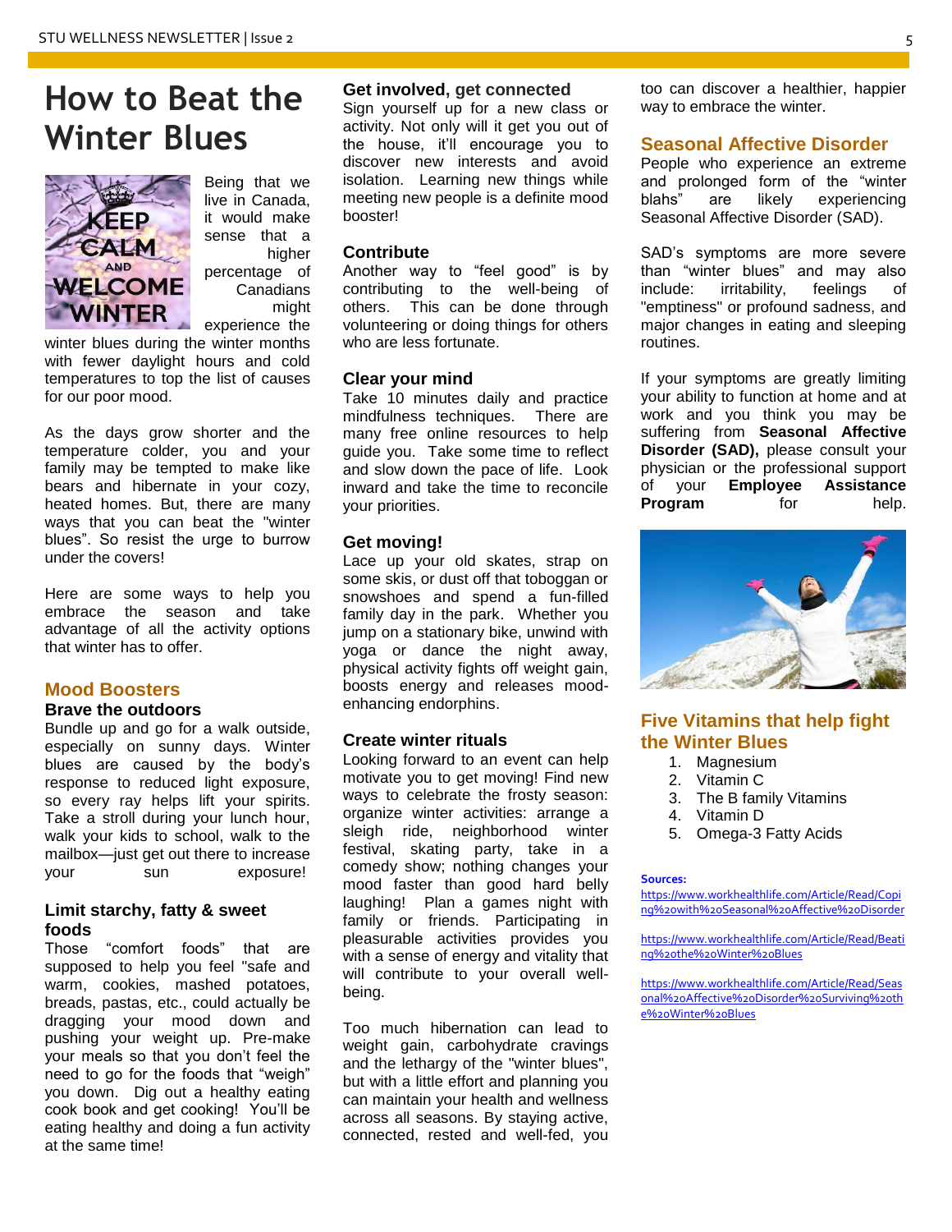# How to Beat the Winter Blues

Being that we live in Canada, it would make sense that a higher percentage of Canadians might experience the winter blues during the winter months with fewer daylight hours and cold temperatures to top the list of causes for our poor mood.

As the days grow shorter and the temperature colder, you and your family may be tempted to make like bears and hibernate in your cozy, heated homes. But, there are many ways that you can beat the "winter blues". So resist the urge to burrow under the covers!

Here are some ways to help you embrace the season and take advantage of all the activity options that winter has to offer.

## Mood Boosters

### Brave the outdoors

Bundle up and go for a walk outside, especially on sunny days. Winter blues are caused by the body's response to reduced light exposure, so every ray helps lift your spirits. Take a stroll during your lunch hour, walk your kids to school, walk to the mailbox—just get out there to increase your sun exposure!

### Limit starchy, fatty & sweet foods

Those "comfort foods" that are supposed to help you feel "safe and warm, cookies, mashed potatoes, breads, pastas, etc., could actually be dragging your mood down and pushing your weight up. Pre-make your meals so that you don't feel the need to go for the foods that "weigh" you down. Dig out a healthy eating cook book and get cooking! You'll be eating healthy and doing a fun activity at the same time!

### Get involved, get connected

Sign yourself up for a new class or activity. Not only will it get you out of the house, it'll encourage you to discover new interests and avoid isolation. Learning new things while meeting new people is a definite mood booster!

### Contribute

Another way to "feel good" is by contributing to the well-being of others. This can be done through volunteering or doing things for others who are less fortunate.

### Clear your mind

Take 10 minutes daily and practice mindfulness techniques. There are many free online resources to help guide you. Take some time to reflect and slow down the pace of life. Look inward and take the time to reconcile your priorities.

### Get moving!

Lace up your old skates, strap on some skis, or dust off that toboggan or snowshoes and spend a fun-filled family day in the park. Whether you jump on a stationary bike, unwind with yoga or dance the night away, physical activity fights off weight gain, boosts energy and releases mood-enhancing endorphins.

### Create winter rituals

Looking forward to an event can help motivate you to get moving! Find new ways to celebrate the frosty season: organize winter activities: arrange a sleigh ride, neighborhood winter festival, skating party, take in a comedy show; nothing changes your mood faster than good hard belly laughing! Plan a games night with family or friends. Participating in pleasurable activities provides you with a sense of energy and vitality that will contribute to your overall well-being.

Too much hibernation can lead to weight gain, carbohydrate cravings and the lethargy of the "winter blues", but with a little effort and planning you can maintain your health and wellness across all seasons. By staying active, connected, rested and well-fed, you too can discover a healthier, happier way to embrace the winter.

## Seasonal Affective Disorder

People who experience an extreme and prolonged form of the "winter blahs" are likely experiencing Seasonal Affective Disorder (SAD).

SAD's symptoms are more severe than "winter blues" and may also include: irritability, feelings of "emptiness" or profound sadness, and major changes in eating and sleeping routines.

If your symptoms are greatly limiting your ability to function at home and at work and you think you may be suffering from **Seasonal Affective Disorder (SAD),** please consult your physician or the professional support of your **Employee Assistance Program** for help.

## Five Vitamins that help fight the Winter Blues

1. Magnesium
2. Vitamin C
3. The B family Vitamins
4. Vitamin D
5. Omega-3 Fatty Acids

**Sources:**

https://www.workhealthlife.com/Article/Read/Coping%20with%20Seasonal%20Affective%20Disorder

https://www.workhealthlife.com/Article/Read/Beating%20the%20Winter%20Blues

https://www.workhealthlife.com/Article/Read/Seasonal%20Affective%20Disorder%20Surviving%20the%20Winter%20Blues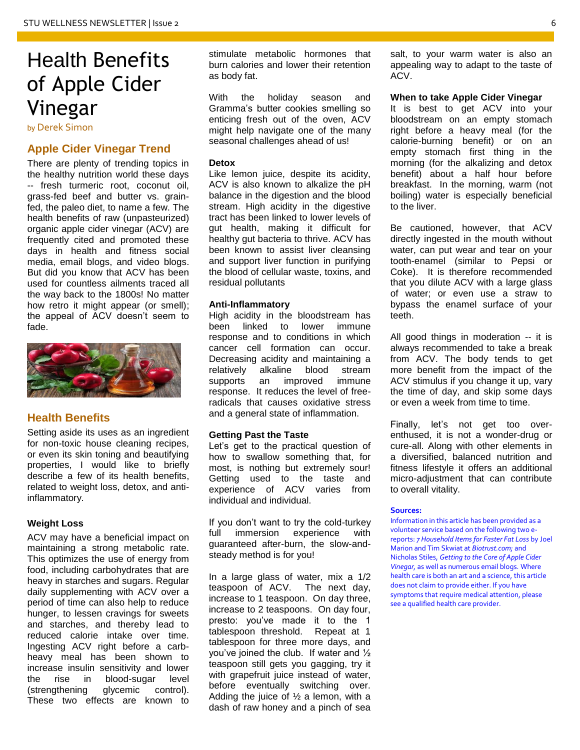# Health Benefits of Apple Cider Vinegar

by Derek Simon

## Apple Cider Vinegar Trend

There are plenty of trending topics in the healthy nutrition world these days -- fresh turmeric root, coconut oil, grass-fed beef and butter vs. grain-fed, the paleo diet, to name a few. The health benefits of raw (unpasteurized) organic apple cider vinegar (ACV) are frequently cited and promoted these days in health and fitness social media, email blogs, and video blogs. But did you know that ACV has been used for countless ailments traced all the way back to the 1800s! No matter how retro it might appear (or smell); the appeal of ACV doesn't seem to fade.

## Health Benefits

Setting aside its uses as an ingredient for non-toxic house cleaning recipes, or even its skin toning and beautifying properties, I would like to briefly describe a few of its health benefits, related to weight loss, detox, and anti-inflammatory.

### Weight Loss

ACV may have a beneficial impact on maintaining a strong metabolic rate. This optimizes the use of energy from food, including carbohydrates that are heavy in starches and sugars. Regular daily supplementing with ACV over a period of time can also help to reduce hunger, to lessen cravings for sweets and starches, and thereby lead to reduced calorie intake over time. Ingesting ACV right before a carb-heavy meal has been shown to increase insulin sensitivity and lower the rise in blood-sugar level (strengthening glycemic control). These two effects are known to stimulate metabolic hormones that burn calories and lower their retention as body fat.

With the holiday season and Gramma's butter cookies smelling so enticing fresh out of the oven, ACV might help navigate one of the many seasonal challenges ahead of us!

### Detox

Like lemon juice, despite its acidity, ACV is also known to alkalize the pH balance in the digestion and the blood stream. High acidity in the digestive tract has been linked to lower levels of gut health, making it difficult for healthy gut bacteria to thrive. ACV has been known to assist liver cleansing and support liver function in purifying the blood of cellular waste, toxins, and residual pollutants

### Anti-Inflammatory

High acidity in the bloodstream has been linked to lower immune response and to conditions in which cancer cell formation can occur. Decreasing acidity and maintaining a relatively alkaline blood stream supports an improved immune response. It reduces the level of free-radicals that causes oxidative stress and a general state of inflammation.

### Getting Past the Taste

Let's get to the practical question of how to swallow something that, for most, is nothing but extremely sour! Getting used to the taste and experience of ACV varies from individual and individual.

If you don't want to try the cold-turkey full immersion experience with guaranteed after-burn, the slow-and-steady method is for you!

In a large glass of water, mix a 1/2 teaspoon of ACV. The next day, increase to 1 teaspoon. On day three, increase to 2 teaspoons. On day four, presto: you've made it to the 1 tablespoon threshold. Repeat at 1 tablespoon for three more days, and you've joined the club. If water and ½ teaspoon still gets you gagging, try it with grapefruit juice instead of water, before eventually switching over. Adding the juice of ½ a lemon, with a dash of raw honey and a pinch of sea salt, to your warm water is also an appealing way to adapt to the taste of ACV.

### When to take Apple Cider Vinegar

It is best to get ACV into your bloodstream on an empty stomach right before a heavy meal (for the calorie-burning benefit) or on an empty stomach first thing in the morning (for the alkalizing and detox benefit) about a half hour before breakfast. In the morning, warm (not boiling) water is especially beneficial to the liver.

Be cautioned, however, that ACV directly ingested in the mouth without water, can put wear and tear on your tooth-enamel (similar to Pepsi or Coke). It is therefore recommended that you dilute ACV with a large glass of water; or even use a straw to bypass the enamel surface of your teeth.

All good things in moderation -- it is always recommended to take a break from ACV. The body tends to get more benefit from the impact of the ACV stimulus if you change it up, vary the time of day, and skip some days or even a week from time to time.

Finally, let's not get too over-enthused, it is not a wonder-drug or cure-all. Along with other elements in a diversified, balanced nutrition and fitness lifestyle it offers an additional micro-adjustment that can contribute to overall vitality.

**Sources:**

Information in this article has been provided as a volunteer service based on the following two e-reports: *7 Household Items for Faster Fat Loss* by Joel Marion and Tim Skwiat at *Biotrust.com;* and Nicholas Stiles, *Getting to the Core of Apple Cider Vinegar*, as well as numerous email blogs. Where health care is both an art and a science, this article does not claim to provide either. If you have symptoms that require medical attention, please see a qualified health care provider.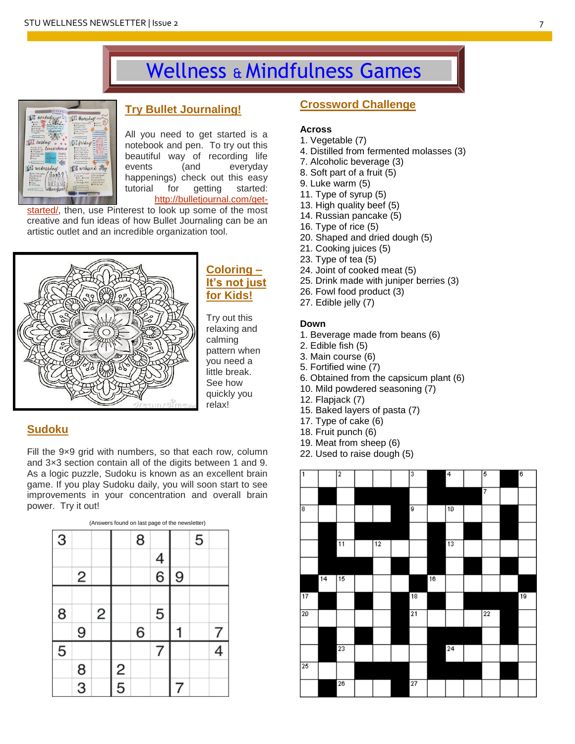# Wellness & Mindfulness Games

## Try Bullet Journaling!

All you need to get started is a notebook and pen. To try out this beautiful way of recording life events (and everyday happenings) check out this easy tutorial for getting started: http://bulletjournal.com/get-started/, then, use Pinterest to look up some of the most creative and fun ideas of how Bullet Journaling can be an artistic outlet and an incredible organization tool.

## Coloring – It's not just for Kids!

Try out this relaxing and calming pattern when you need a little break. See how quickly you relax!

## Sudoku

Fill the 9×9 grid with numbers, so that each row, column and 3×3 section contain all of the digits between 1 and 9. As a logic puzzle, Sudoku is known as an excellent brain game. If you play Sudoku daily, you will soon start to see improvements in your concentration and overall brain power. Try it out!

(Answers found on last page of the newsletter)

| 3 | | | | 8 | | | 5 | |
|---|---|---|---|---|---|---|---|---|
| | | | | | 4 | | | |
| | 2 | | | | 6 | 9 | | |
| | | | | | | | | |
| 8 | | 2 | | | 5 | | | |
| | 9 | | | 6 | | 1 | | 7 |
| 5 | | | | | 7 | | | 4 |
| | 8 | | 2 | | | | | |
| | 3 | | 5 | | | 7 | | |

## Crossword Challenge

**Across**

1. Vegetable (7)
4. Distilled from fermented molasses (3)
7. Alcoholic beverage (3)
8. Soft part of a fruit (5)
9. Luke warm (5)
11. Type of syrup (5)
13. High quality beef (5)
14. Russian pancake (5)
16. Type of rice (5)
20. Shaped and dried dough (5)
21. Cooking juices (5)
23. Type of tea (5)
24. Joint of cooked meat (5)
25. Drink made with juniper berries (3)
26. Fowl food product (3)
27. Edible jelly (7)

**Down**

1. Beverage made from beans (6)
2. Edible fish (5)
3. Main course (6)
5. Fortified wine (7)
6. Obtained from the capsicum plant (6)
10. Mild powdered seasoning (7)
12. Flapjack (7)
15. Baked layers of pasta (7)
17. Type of cake (6)
18. Fruit punch (6)
19. Meat from sheep (6)
22. Used to raise dough (5)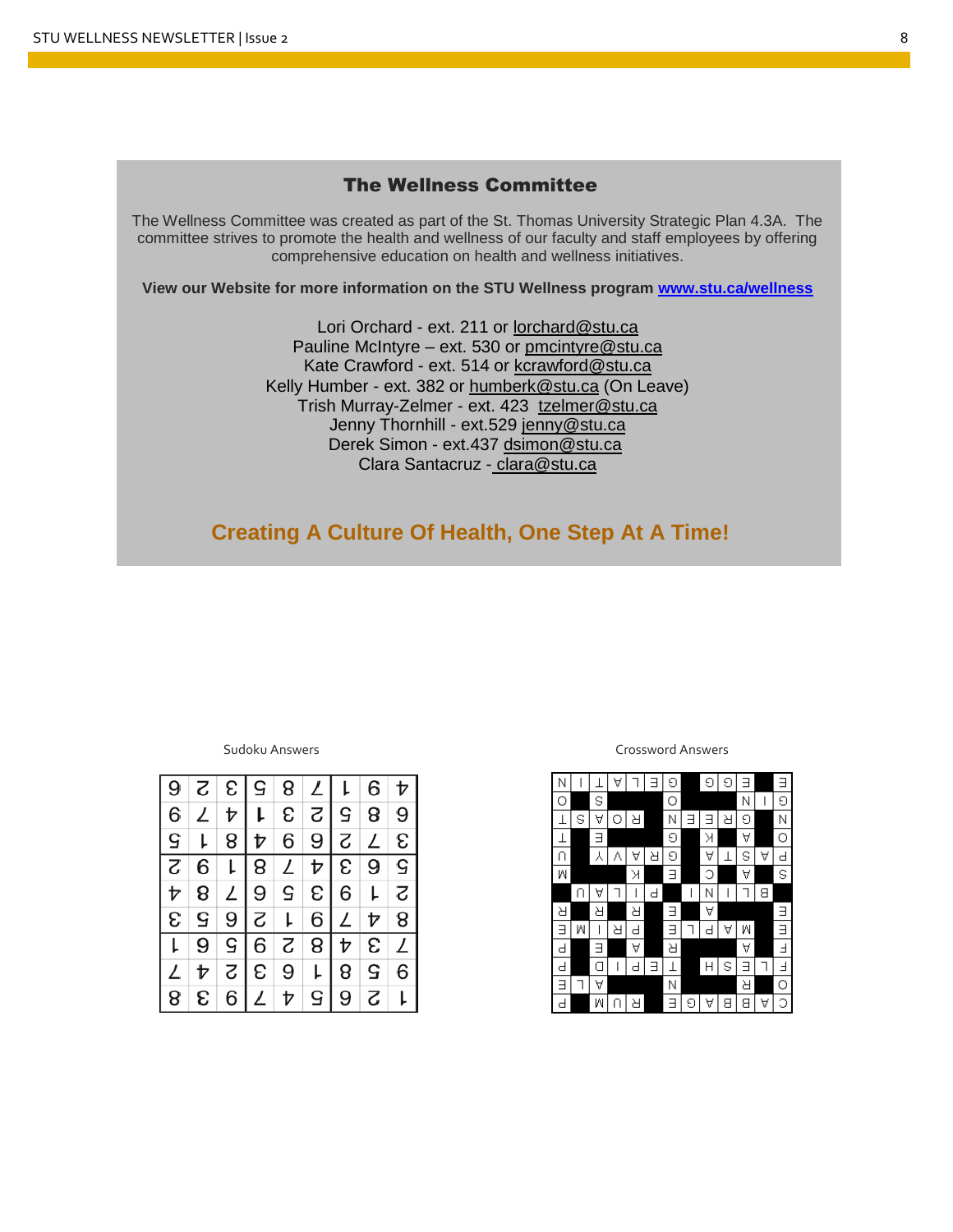### The Wellness Committee

The Wellness Committee was created as part of the St. Thomas University Strategic Plan 4.3A. The committee strives to promote the health and wellness of our faculty and staff employees by offering comprehensive education on health and wellness initiatives.

**View our Website for more information on the STU Wellness program www.stu.ca/wellness**

Lori Orchard - ext. 211 or lorchard@stu.ca
Pauline McIntyre – ext. 530 or pmcintyre@stu.ca
Kate Crawford - ext. 514 or kcrawford@stu.ca
Kelly Humber - ext. 382 or humberk@stu.ca (On Leave)
Trish Murray-Zelmer - ext. 423 tzelmer@stu.ca
Jenny Thornhill - ext.529 jenny@stu.ca
Derek Simon - ext.437 dsimon@stu.ca
Clara Santacruz - clara@stu.ca

## Creating A Culture Of Health, One Step At A Time!

Sudoku Answers

| | | | | | | | | |
|---|---|---|---|---|---|---|---|---|
| 1 | 2 | 6 | 5 | 4 | 7 | 9 | 3 | 8 |
| 9 | 5 | 8 | 1 | 6 | 3 | 2 | 4 | 7 |
| 7 | 3 | 4 | 8 | 2 | 9 | 5 | 6 | 1 |
| 8 | 4 | 7 | 9 | 1 | 2 | 6 | 5 | 3 |
| 2 | 1 | 9 | 3 | 5 | 6 | 7 | 8 | 4 |
| 5 | 6 | 3 | 4 | 7 | 8 | 1 | 9 | 2 |
| 3 | 7 | 2 | 6 | 9 | 4 | 8 | 1 | 5 |
| 6 | 8 | 5 | 2 | 3 | 1 | 4 | 7 | 9 |
| 4 | 9 | 1 | 7 | 8 | 5 | 3 | 2 | 6 |

Crossword Answers

| | | | | | | | | | | | | |
|---|---|---|---|---|---|---|---|---|---|---|---|---|
| C | A | B | B | A | G | E | | R | U | M | | P |
| O | | R | | | | N | | | | A | L | E |
| F | L | E | S | H | | T | E | P | I | D | | P |
| F | | A | | | | R | | A | | E | | P |
| E | | M | A | P | L | E | | P | R | I | M | E |
| E | | | | A | | E | | R | | R | | R |
| | B | L | I | N | I | | P | I | L | A | U | |
| S | | A | | C | | E | | K | | | | W |
| P | A | S | T | A | | G | R | A | V | Y | | U |
| O | | A | | K | | G | | | | E | | T |
| N | | G | R | E | E | N | | R | O | A | S | T |
| G | I | N | | | | O | | | | S | | O |
| E | | E | G | G | | G | E | L | A | T | I | N |